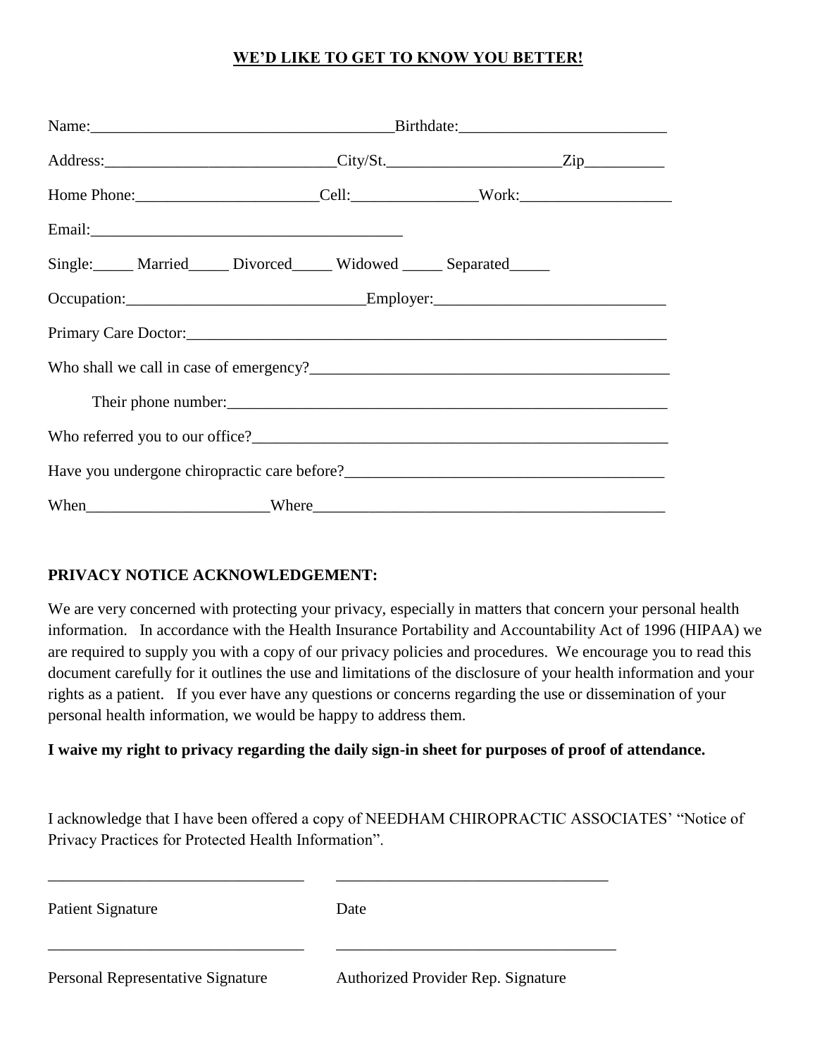**WE'D LIKE TO GET TO KNOW YOU BETTER!**

Name:_____________________________________Birthdate:_________________________

Address:____________________________City/St._____________________Zip__________

Home Phone:______________________Cell:_______________Work:__________________

Email:_______________________________________

Single:_____ Married_____ Divorced_____ Widowed _____ Separated_____

Occupation:_____________________________Employer:____________________________

Primary Care Doctor:_____________________________________________________________

Who shall we call in case of emergency?____________________________________________

Their phone number:________________________________________________________

Who referred you to our office?____________________________________________________

Have you undergone chiropractic care before?_______________________________________

When_______________________Where____________________________________________

**PRIVACY NOTICE ACKNOWLEDGEMENT:**

We are very concerned with protecting your privacy, especially in matters that concern your personal health information. In accordance with the Health Insurance Portability and Accountability Act of 1996 (HIPAA) we are required to supply you with a copy of our privacy policies and procedures. We encourage you to read this document carefully for it outlines the use and limitations of the disclosure of your health information and your rights as a patient. If you ever have any questions or concerns regarding the use or dissemination of your personal health information, we would be happy to address them.

**I waive my right to privacy regarding the daily sign-in sheet for purposes of proof of attendance.**

I acknowledge that I have been offered a copy of NEEDHAM CHIROPRACTIC ASSOCIATES' "Notice of Privacy Practices for Protected Health Information".

________________________________ ___________________________________

Patient Signature Date

________________________________ ___________________________________

Personal Representative Signature Authorized Provider Rep. Signature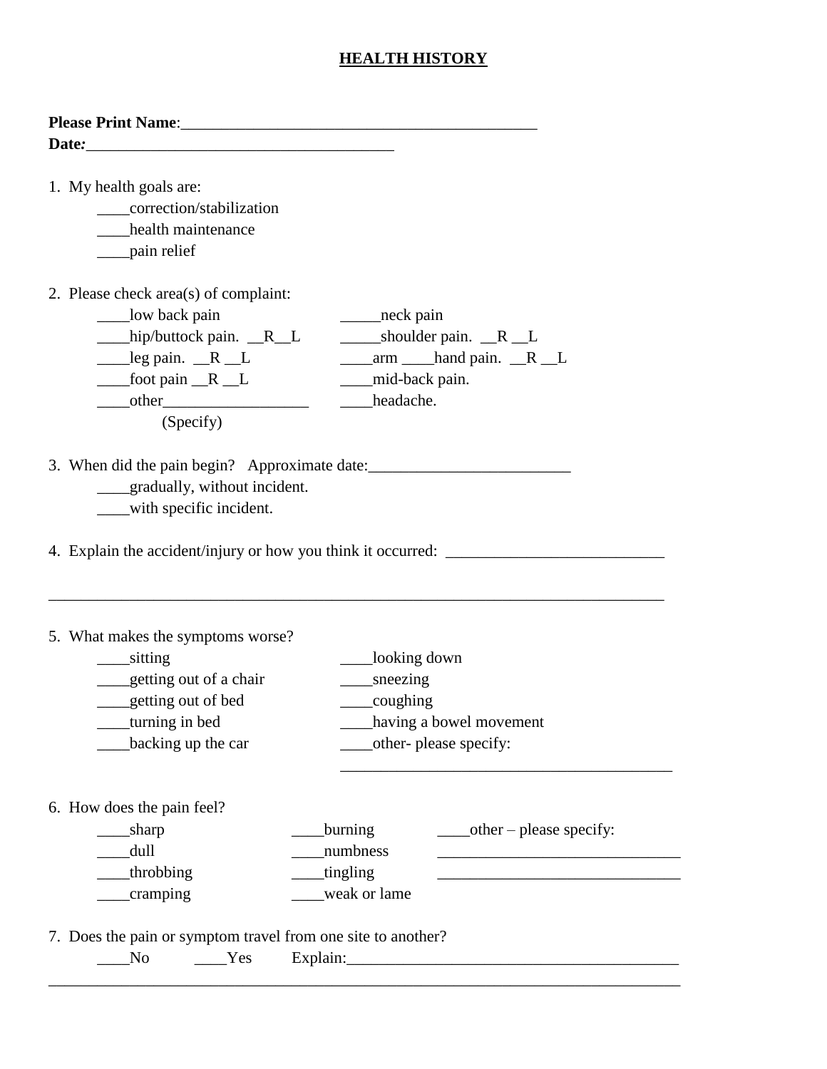# HEALTH HISTORY

**Please Print Name**:_____________________________________________
**Date:**______________________________________

1. My health goals are:
   ____correction/stabilization
   ____health maintenance
   ____pain relief

2. Please check area(s) of complaint:
   ____low back pain
   ____hip/buttock pain. __R__L
   ____leg pain. __R __L
   ____foot pain __R __L
   ____other__________________ (Specify)
   _____neck pain
   _____shoulder pain. __R __L
   ____arm ____hand pain. __R __L
   ____mid-back pain.
   ____headache.

3. When did the pain begin? Approximate date:_________________________
   ____gradually, without incident.
   ____with specific incident.

4. Explain the accident/injury or how you think it occurred: ___________________________

______________________________________________________________________________

5. What makes the symptoms worse?
   ____sitting
   ____getting out of a chair
   ____getting out of bed
   ____turning in bed
   ____backing up the car
   ____looking down
   ____sneezing
   ____coughing
   ____having a bowel movement
   ____other- please specify: __________________________________________

6. How does the pain feel?
   ____sharp
   ____dull
   ____throbbing
   ____cramping
   ____burning
   ____numbness
   ____tingling
   ____weak or lame
   ____other – please specify: _______________________________ _______________________________

7. Does the pain or symptom travel from one site to another?
   ____No ____Yes Explain:_________________________________________
______________________________________________________________________________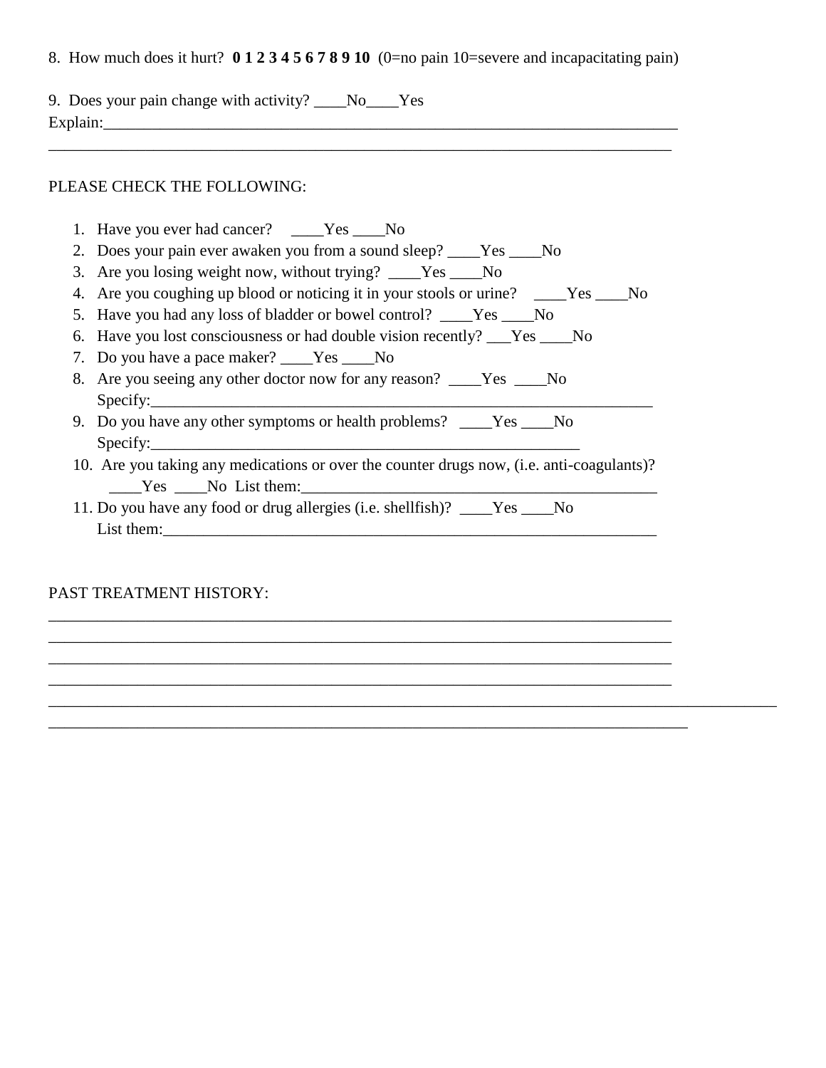8. How much does it hurt? **0 1 2 3 4 5 6 7 8 9 10** (0=no pain 10=severe and incapacitating pain)

9. Does your pain change with activity? ____No____Yes
Explain:___________________________________________________________________________
______________________________________________________________________________

PLEASE CHECK THE FOLLOWING:

1. Have you ever had cancer? ____Yes ____No
2. Does your pain ever awaken you from a sound sleep? ____Yes ____No
3. Are you losing weight now, without trying? ____Yes ____No
4. Are you coughing up blood or noticing it in your stools or urine? ____Yes ____No
5. Have you had any loss of bladder or bowel control? ____Yes ____No
6. Have you lost consciousness or had double vision recently? ___Yes ____No
7. Do you have a pace maker? ____Yes ____No
8. Are you seeing any other doctor now for any reason? ____Yes ____No
   Specify:_______________________________________________________________
9. Do you have any other symptoms or health problems? ____Yes ____No
   Specify:______________________________________________________
10. Are you taking any medications or over the counter drugs now, (i.e. anti-coagulants)?
    ____Yes ____No List them:____________________________________________
11. Do you have any food or drug allergies (i.e. shellfish)? ____Yes ____No
    List them:______________________________________________________________

PAST TREATMENT HISTORY:
______________________________________________________________________________
______________________________________________________________________________
______________________________________________________________________________
______________________________________________________________________________
__________________________________________________________________________________________
________________________________________________________________________________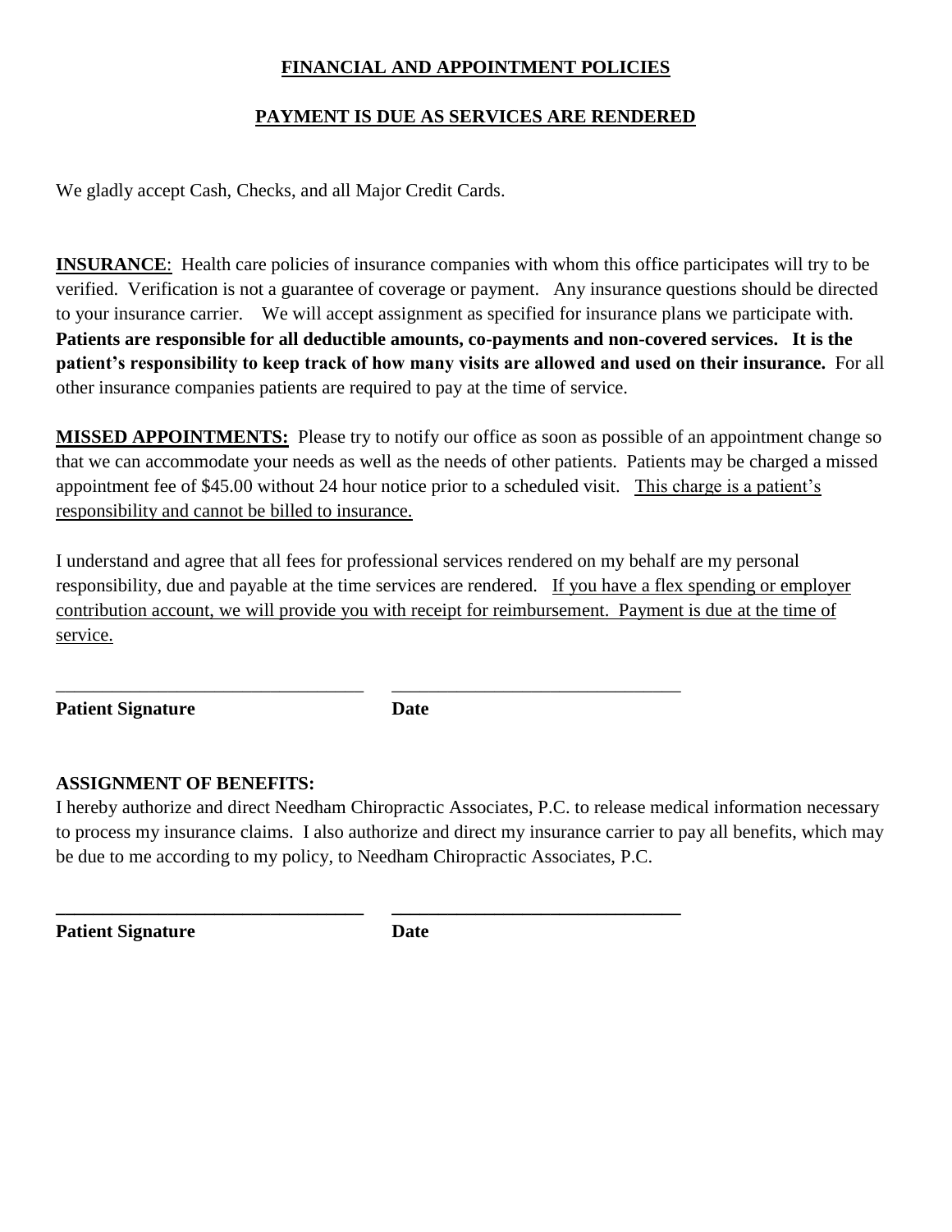# FINANCIAL AND APPOINTMENT POLICIES

## PAYMENT IS DUE AS SERVICES ARE RENDERED

We gladly accept Cash, Checks, and all Major Credit Cards.

**INSURANCE**: Health care policies of insurance companies with whom this office participates will try to be verified. Verification is not a guarantee of coverage or payment. Any insurance questions should be directed to your insurance carrier. We will accept assignment as specified for insurance plans we participate with. **Patients are responsible for all deductible amounts, co-payments and non-covered services. It is the patient's responsibility to keep track of how many visits are allowed and used on their insurance.** For all other insurance companies patients are required to pay at the time of service.

**MISSED APPOINTMENTS:** Please try to notify our office as soon as possible of an appointment change so that we can accommodate your needs as well as the needs of other patients. Patients may be charged a missed appointment fee of $45.00 without 24 hour notice prior to a scheduled visit. This charge is a patient's responsibility and cannot be billed to insurance.

I understand and agree that all fees for professional services rendered on my behalf are my personal responsibility, due and payable at the time services are rendered. If you have a flex spending or employer contribution account, we will provide you with receipt for reimbursement. Payment is due at the time of service.

\_\_\_\_\_\_\_\_\_\_\_\_\_\_\_\_\_\_\_\_\_\_\_\_\_\_\_\_\_\_\_\_ \_\_\_\_\_\_\_\_\_\_\_\_\_\_\_\_\_\_\_\_\_\_\_\_\_\_\_\_\_\_\_\_

**Patient Signature** **Date**

**ASSIGNMENT OF BENEFITS:**

I hereby authorize and direct Needham Chiropractic Associates, P.C. to release medical information necessary to process my insurance claims. I also authorize and direct my insurance carrier to pay all benefits, which may be due to me according to my policy, to Needham Chiropractic Associates, P.C.

\_\_\_\_\_\_\_\_\_\_\_\_\_\_\_\_\_\_\_\_\_\_\_\_\_\_\_\_\_\_\_\_ \_\_\_\_\_\_\_\_\_\_\_\_\_\_\_\_\_\_\_\_\_\_\_\_\_\_\_\_\_\_\_\_

**Patient Signature** **Date**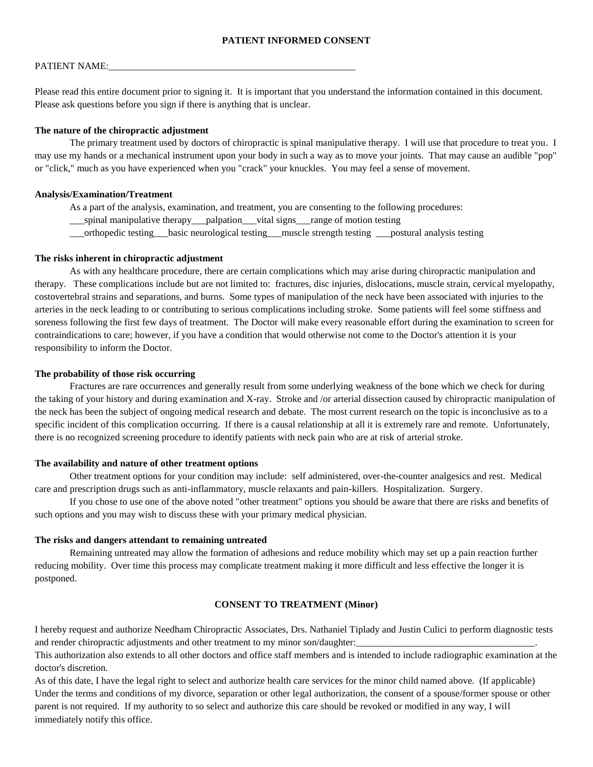# PATIENT INFORMED CONSENT

PATIENT NAME:_____________________________________________________

Please read this entire document prior to signing it. It is important that you understand the information contained in this document. Please ask questions before you sign if there is anything that is unclear.

**The nature of the chiropractic adjustment**

The primary treatment used by doctors of chiropractic is spinal manipulative therapy. I will use that procedure to treat you. I may use my hands or a mechanical instrument upon your body in such a way as to move your joints. That may cause an audible "pop" or "click," much as you have experienced when you "crack" your knuckles. You may feel a sense of movement.

**Analysis/Examination/Treatment**

As a part of the analysis, examination, and treatment, you are consenting to the following procedures:

___spinal manipulative therapy___palpation___vital signs___range of motion testing

___orthopedic testing___basic neurological testing___muscle strength testing ___postural analysis testing

**The risks inherent in chiropractic adjustment**

As with any healthcare procedure, there are certain complications which may arise during chiropractic manipulation and therapy. These complications include but are not limited to: fractures, disc injuries, dislocations, muscle strain, cervical myelopathy, costovertebral strains and separations, and burns. Some types of manipulation of the neck have been associated with injuries to the arteries in the neck leading to or contributing to serious complications including stroke. Some patients will feel some stiffness and soreness following the first few days of treatment. The Doctor will make every reasonable effort during the examination to screen for contraindications to care; however, if you have a condition that would otherwise not come to the Doctor's attention it is your responsibility to inform the Doctor.

**The probability of those risk occurring**

Fractures are rare occurrences and generally result from some underlying weakness of the bone which we check for during the taking of your history and during examination and X-ray. Stroke and /or arterial dissection caused by chiropractic manipulation of the neck has been the subject of ongoing medical research and debate. The most current research on the topic is inconclusive as to a specific incident of this complication occurring. If there is a causal relationship at all it is extremely rare and remote. Unfortunately, there is no recognized screening procedure to identify patients with neck pain who are at risk of arterial stroke.

**The availability and nature of other treatment options**

Other treatment options for your condition may include: self administered, over-the-counter analgesics and rest. Medical care and prescription drugs such as anti-inflammatory, muscle relaxants and pain-killers. Hospitalization. Surgery.

If you chose to use one of the above noted "other treatment" options you should be aware that there are risks and benefits of such options and you may wish to discuss these with your primary medical physician.

**The risks and dangers attendant to remaining untreated**

Remaining untreated may allow the formation of adhesions and reduce mobility which may set up a pain reaction further reducing mobility. Over time this process may complicate treatment making it more difficult and less effective the longer it is postponed.

## CONSENT TO TREATMENT (Minor)

I hereby request and authorize Needham Chiropractic Associates, Drs. Nathaniel Tiplady and Justin Culici to perform diagnostic tests and render chiropractic adjustments and other treatment to my minor son/daughter:_____________________________________. This authorization also extends to all other doctors and office staff members and is intended to include radiographic examination at the doctor's discretion.

As of this date, I have the legal right to select and authorize health care services for the minor child named above. (If applicable) Under the terms and conditions of my divorce, separation or other legal authorization, the consent of a spouse/former spouse or other parent is not required. If my authority to so select and authorize this care should be revoked or modified in any way, I will immediately notify this office.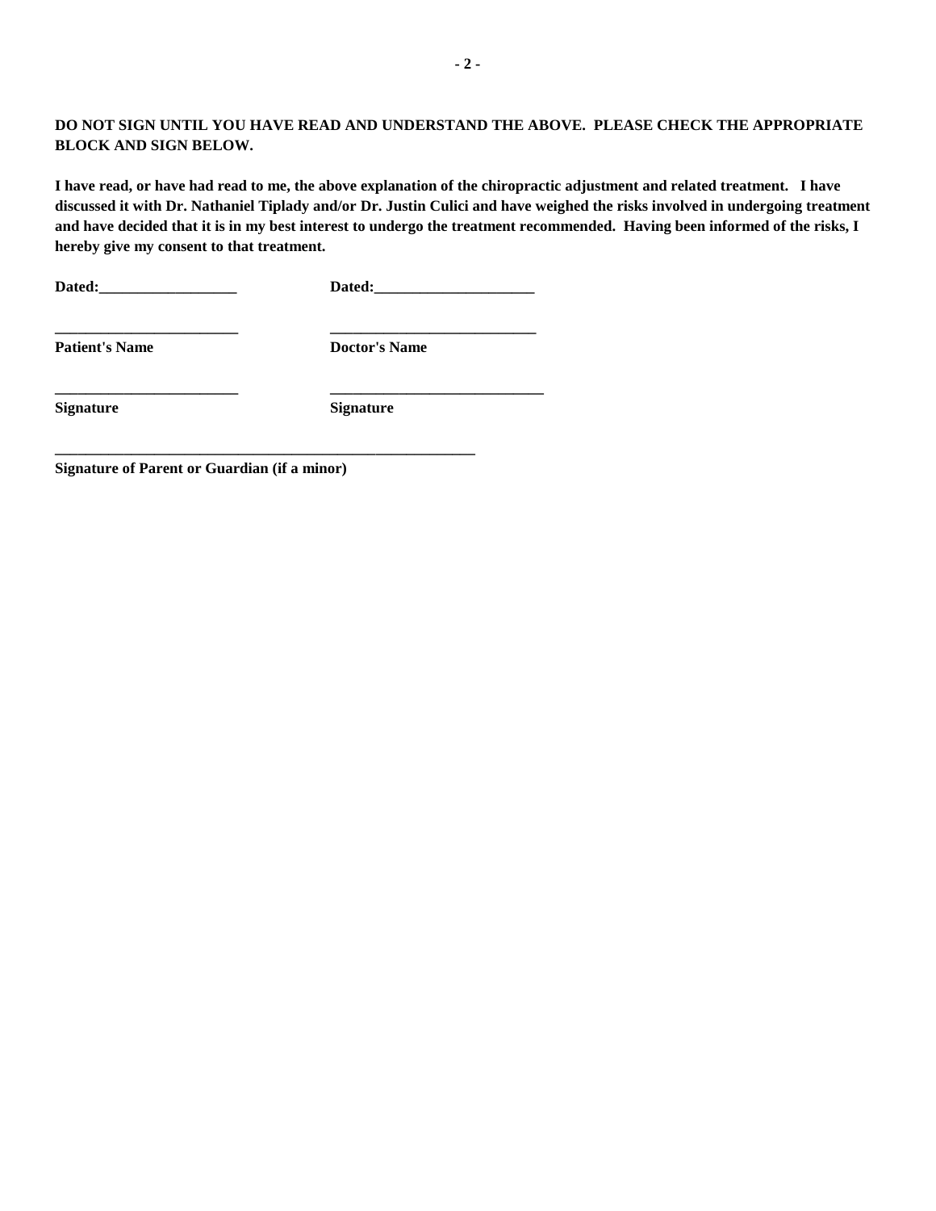**DO NOT SIGN UNTIL YOU HAVE READ AND UNDERSTAND THE ABOVE. PLEASE CHECK THE APPROPRIATE BLOCK AND SIGN BELOW.**

**I have read, or have had read to me, the above explanation of the chiropractic adjustment and related treatment. I have discussed it with Dr. Nathaniel Tiplady and/or Dr. Justin Culici and have weighed the risks involved in undergoing treatment and have decided that it is in my best interest to undergo the treatment recommended. Having been informed of the risks, I hereby give my consent to that treatment.**

| | |
|---|---|
| **Dated:__________________** | **Dated:_____________________** |
| **________________________** | **___________________________** |
| **Patient's Name** | **Doctor's Name** |
| **________________________** | **____________________________** |
| **Signature** | **Signature** |

**________________________________________________________**

**Signature of Parent or Guardian (if a minor)**